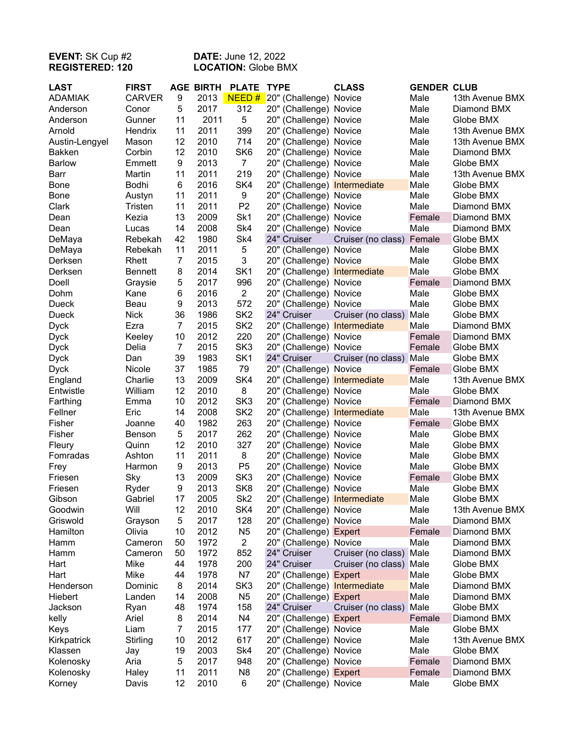**EVENT:** SK Cup #2
**REGISTERED:** 120

**DATE:** June 12, 2022
**LOCATION:** Globe BMX

| LAST | FIRST | AGE | BIRTH | PLATE | TYPE | CLASS | GENDER | CLUB |
|---|---|---|---|---|---|---|---|---|
| ADAMIAK | CARVER | 9 | 2013 | NEED # | 20" (Challenge) | Novice | Male | 13th Avenue BMX |
| Anderson | Conor | 5 | 2017 | 312 | 20" (Challenge) | Novice | Male | Diamond BMX |
| Anderson | Gunner | 11 | 2011 | 5 | 20" (Challenge) | Novice | Male | Globe BMX |
| Arnold | Hendrix | 11 | 2011 | 399 | 20" (Challenge) | Novice | Male | 13th Avenue BMX |
| Austin-Lengyel | Mason | 12 | 2010 | 714 | 20" (Challenge) | Novice | Male | 13th Avenue BMX |
| Bakken | Corbin | 12 | 2010 | SK6 | 20" (Challenge) | Novice | Male | Diamond BMX |
| Barlow | Emmett | 9 | 2013 | 7 | 20" (Challenge) | Novice | Male | Globe BMX |
| Barr | Martin | 11 | 2011 | 219 | 20" (Challenge) | Novice | Male | 13th Avenue BMX |
| Bone | Bodhi | 6 | 2016 | SK4 | 20" (Challenge) | Intermediate | Male | Globe BMX |
| Bone | Austyn | 11 | 2011 | 9 | 20" (Challenge) | Novice | Male | Globe BMX |
| Clark | Tristen | 11 | 2011 | P2 | 20" (Challenge) | Novice | Male | Diamond BMX |
| Dean | Kezia | 13 | 2009 | Sk1 | 20" (Challenge) | Novice | Female | Diamond BMX |
| Dean | Lucas | 14 | 2008 | Sk4 | 20" (Challenge) | Novice | Male | Diamond BMX |
| DeMaya | Rebekah | 42 | 1980 | Sk4 | 24" Cruiser | Cruiser (no class) | Female | Globe BMX |
| DeMaya | Rebekah | 11 | 2011 | 5 | 20" (Challenge) | Novice | Male | Globe BMX |
| Derksen | Rhett | 7 | 2015 | 3 | 20" (Challenge) | Novice | Male | Globe BMX |
| Derksen | Bennett | 8 | 2014 | SK1 | 20" (Challenge) | Intermediate | Male | Globe BMX |
| Doell | Graysie | 5 | 2017 | 996 | 20" (Challenge) | Novice | Female | Diamond BMX |
| Dohm | Kane | 6 | 2016 | 2 | 20" (Challenge) | Novice | Male | Globe BMX |
| Dueck | Beau | 9 | 2013 | 572 | 20" (Challenge) | Novice | Male | Globe BMX |
| Dueck | Nick | 36 | 1986 | SK2 | 24" Cruiser | Cruiser (no class) | Male | Globe BMX |
| Dyck | Ezra | 7 | 2015 | SK2 | 20" (Challenge) | Intermediate | Male | Diamond BMX |
| Dyck | Keeley | 10 | 2012 | 220 | 20" (Challenge) | Novice | Female | Diamond BMX |
| Dyck | Delia | 7 | 2015 | SK3 | 20" (Challenge) | Novice | Female | Globe BMX |
| Dyck | Dan | 39 | 1983 | SK1 | 24" Cruiser | Cruiser (no class) | Male | Globe BMX |
| Dyck | Nicole | 37 | 1985 | 79 | 20" (Challenge) | Novice | Female | Globe BMX |
| England | Charlie | 13 | 2009 | SK4 | 20" (Challenge) | Intermediate | Male | 13th Avenue BMX |
| Entwistle | William | 12 | 2010 | 8 | 20" (Challenge) | Novice | Male | Globe BMX |
| Farthing | Emma | 10 | 2012 | SK3 | 20" (Challenge) | Novice | Female | Diamond BMX |
| Fellner | Eric | 14 | 2008 | SK2 | 20" (Challenge) | Intermediate | Male | 13th Avenue BMX |
| Fisher | Joanne | 40 | 1982 | 263 | 20" (Challenge) | Novice | Female | Globe BMX |
| Fisher | Benson | 5 | 2017 | 262 | 20" (Challenge) | Novice | Male | Globe BMX |
| Fleury | Quinn | 12 | 2010 | 327 | 20" (Challenge) | Novice | Male | Globe BMX |
| Fomradas | Ashton | 11 | 2011 | 8 | 20" (Challenge) | Novice | Male | Globe BMX |
| Frey | Harmon | 9 | 2013 | P5 | 20" (Challenge) | Novice | Male | Globe BMX |
| Friesen | Sky | 13 | 2009 | SK3 | 20" (Challenge) | Novice | Female | Globe BMX |
| Friesen | Ryder | 9 | 2013 | SK8 | 20" (Challenge) | Novice | Male | Globe BMX |
| Gibson | Gabriel | 17 | 2005 | Sk2 | 20" (Challenge) | Intermediate | Male | Globe BMX |
| Goodwin | Will | 12 | 2010 | SK4 | 20" (Challenge) | Novice | Male | 13th Avenue BMX |
| Griswold | Grayson | 5 | 2017 | 128 | 20" (Challenge) | Novice | Male | Diamond BMX |
| Hamilton | Olivia | 10 | 2012 | N5 | 20" (Challenge) | Expert | Female | Diamond BMX |
| Hamm | Cameron | 50 | 1972 | 2 | 20" (Challenge) | Novice | Male | Diamond BMX |
| Hamm | Cameron | 50 | 1972 | 852 | 24" Cruiser | Cruiser (no class) | Male | Diamond BMX |
| Hart | Mike | 44 | 1978 | 200 | 24" Cruiser | Cruiser (no class) | Male | Globe BMX |
| Hart | Mike | 44 | 1978 | N7 | 20" (Challenge) | Expert | Male | Globe BMX |
| Henderson | Dominic | 8 | 2014 | SK3 | 20" (Challenge) | Intermediate | Male | Diamond BMX |
| Hiebert | Landen | 14 | 2008 | N5 | 20" (Challenge) | Expert | Male | Diamond BMX |
| Jackson | Ryan | 48 | 1974 | 158 | 24" Cruiser | Cruiser (no class) | Male | Globe BMX |
| kelly | Ariel | 8 | 2014 | N4 | 20" (Challenge) | Expert | Female | Diamond BMX |
| Keys | Liam | 7 | 2015 | 177 | 20" (Challenge) | Novice | Male | Globe BMX |
| Kirkpatrick | Stirling | 10 | 2012 | 617 | 20" (Challenge) | Novice | Male | 13th Avenue BMX |
| Klassen | Jay | 19 | 2003 | Sk4 | 20" (Challenge) | Novice | Male | Globe BMX |
| Kolenosky | Aria | 5 | 2017 | 948 | 20" (Challenge) | Novice | Female | Diamond BMX |
| Kolenosky | Haley | 11 | 2011 | N8 | 20" (Challenge) | Expert | Female | Diamond BMX |
| Korney | Davis | 12 | 2010 | 6 | 20" (Challenge) | Novice | Male | Globe BMX |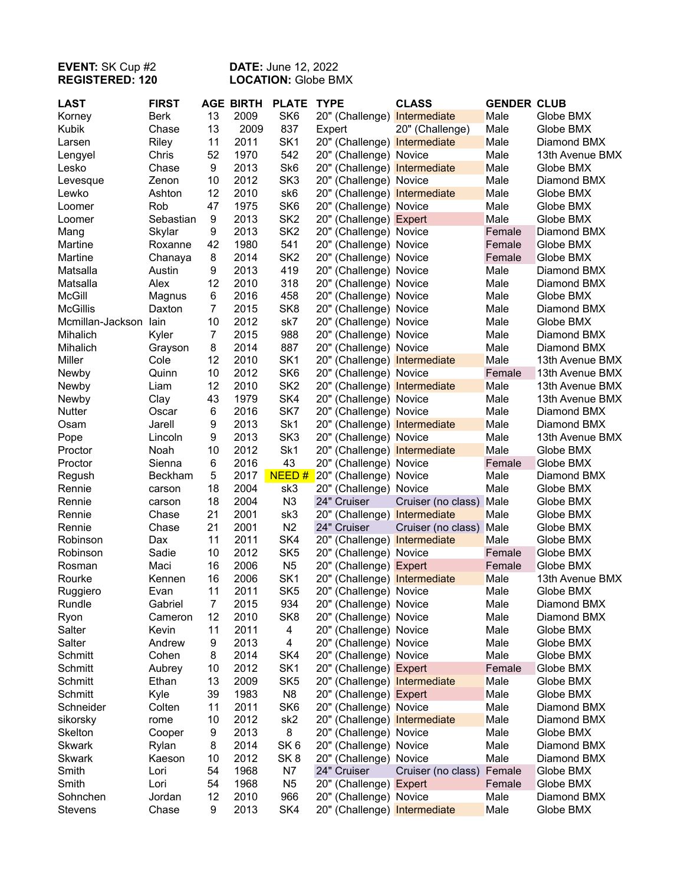**EVENT:** SK Cup #2
**REGISTERED:** 120

**DATE:** June 12, 2022
**LOCATION:** Globe BMX

| LAST | FIRST | AGE | BIRTH | PLATE | TYPE | CLASS | GENDER | CLUB |
|---|---|---|---|---|---|---|---|---|
| Korney | Berk | 13 | 2009 | SK6 | 20" (Challenge) | Intermediate | Male | Globe BMX |
| Kubik | Chase | 13 | 2009 | 837 | Expert | 20" (Challenge) | Male | Globe BMX |
| Larsen | Riley | 11 | 2011 | SK1 | 20" (Challenge) | Intermediate | Male | Diamond BMX |
| Lengyel | Chris | 52 | 1970 | 542 | 20" (Challenge) | Novice | Male | 13th Avenue BMX |
| Lesko | Chase | 9 | 2013 | Sk6 | 20" (Challenge) | Intermediate | Male | Globe BMX |
| Levesque | Zenon | 10 | 2012 | SK3 | 20" (Challenge) | Novice | Male | Diamond BMX |
| Lewko | Ashton | 12 | 2010 | sk6 | 20" (Challenge) | Intermediate | Male | Globe BMX |
| Loomer | Rob | 47 | 1975 | SK6 | 20" (Challenge) | Novice | Male | Globe BMX |
| Loomer | Sebastian | 9 | 2013 | SK2 | 20" (Challenge) | Expert | Male | Globe BMX |
| Mang | Skylar | 9 | 2013 | SK2 | 20" (Challenge) | Novice | Female | Diamond BMX |
| Martine | Roxanne | 42 | 1980 | 541 | 20" (Challenge) | Novice | Female | Globe BMX |
| Martine | Chanaya | 8 | 2014 | SK2 | 20" (Challenge) | Novice | Female | Globe BMX |
| Matsalla | Austin | 9 | 2013 | 419 | 20" (Challenge) | Novice | Male | Diamond BMX |
| Matsalla | Alex | 12 | 2010 | 318 | 20" (Challenge) | Novice | Male | Diamond BMX |
| McGill | Magnus | 6 | 2016 | 458 | 20" (Challenge) | Novice | Male | Globe BMX |
| McGillis | Daxton | 7 | 2015 | SK8 | 20" (Challenge) | Novice | Male | Diamond BMX |
| Mcmillan-Jackson | Iain | 10 | 2012 | sk7 | 20" (Challenge) | Novice | Male | Globe BMX |
| Mihalich | Kyler | 7 | 2015 | 988 | 20" (Challenge) | Novice | Male | Diamond BMX |
| Mihalich | Grayson | 8 | 2014 | 887 | 20" (Challenge) | Novice | Male | Diamond BMX |
| Miller | Cole | 12 | 2010 | SK1 | 20" (Challenge) | Intermediate | Male | 13th Avenue BMX |
| Newby | Quinn | 10 | 2012 | SK6 | 20" (Challenge) | Novice | Female | 13th Avenue BMX |
| Newby | Liam | 12 | 2010 | SK2 | 20" (Challenge) | Intermediate | Male | 13th Avenue BMX |
| Newby | Clay | 43 | 1979 | SK4 | 20" (Challenge) | Novice | Male | 13th Avenue BMX |
| Nutter | Oscar | 6 | 2016 | SK7 | 20" (Challenge) | Novice | Male | Diamond BMX |
| Osam | Jarell | 9 | 2013 | Sk1 | 20" (Challenge) | Intermediate | Male | Diamond BMX |
| Pope | Lincoln | 9 | 2013 | SK3 | 20" (Challenge) | Novice | Male | 13th Avenue BMX |
| Proctor | Noah | 10 | 2012 | Sk1 | 20" (Challenge) | Intermediate | Male | Globe BMX |
| Proctor | Sienna | 6 | 2016 | 43 | 20" (Challenge) | Novice | Female | Globe BMX |
| Regush | Beckham | 5 | 2017 | NEED # | 20" (Challenge) | Novice | Male | Diamond BMX |
| Rennie | carson | 18 | 2004 | sk3 | 20" (Challenge) | Novice | Male | Globe BMX |
| Rennie | carson | 18 | 2004 | N3 | 24" Cruiser | Cruiser (no class) | Male | Globe BMX |
| Rennie | Chase | 21 | 2001 | sk3 | 20" (Challenge) | Intermediate | Male | Globe BMX |
| Rennie | Chase | 21 | 2001 | N2 | 24" Cruiser | Cruiser (no class) | Male | Globe BMX |
| Robinson | Dax | 11 | 2011 | SK4 | 20" (Challenge) | Intermediate | Male | Globe BMX |
| Robinson | Sadie | 10 | 2012 | SK5 | 20" (Challenge) | Novice | Female | Globe BMX |
| Rosman | Maci | 16 | 2006 | N5 | 20" (Challenge) | Expert | Female | Globe BMX |
| Rourke | Kennen | 16 | 2006 | SK1 | 20" (Challenge) | Intermediate | Male | 13th Avenue BMX |
| Ruggiero | Evan | 11 | 2011 | SK5 | 20" (Challenge) | Novice | Male | Globe BMX |
| Rundle | Gabriel | 7 | 2015 | 934 | 20" (Challenge) | Novice | Male | Diamond BMX |
| Ryon | Cameron | 12 | 2010 | SK8 | 20" (Challenge) | Novice | Male | Diamond BMX |
| Salter | Kevin | 11 | 2011 | 4 | 20" (Challenge) | Novice | Male | Globe BMX |
| Salter | Andrew | 9 | 2013 | 4 | 20" (Challenge) | Novice | Male | Globe BMX |
| Schmitt | Cohen | 8 | 2014 | SK4 | 20" (Challenge) | Novice | Male | Globe BMX |
| Schmitt | Aubrey | 10 | 2012 | SK1 | 20" (Challenge) | Expert | Female | Globe BMX |
| Schmitt | Ethan | 13 | 2009 | SK5 | 20" (Challenge) | Intermediate | Male | Globe BMX |
| Schmitt | Kyle | 39 | 1983 | N8 | 20" (Challenge) | Expert | Male | Globe BMX |
| Schneider | Colten | 11 | 2011 | SK6 | 20" (Challenge) | Novice | Male | Diamond BMX |
| sikorsky | rome | 10 | 2012 | sk2 | 20" (Challenge) | Intermediate | Male | Diamond BMX |
| Skelton | Cooper | 9 | 2013 | 8 | 20" (Challenge) | Novice | Male | Globe BMX |
| Skwark | Rylan | 8 | 2014 | SK 6 | 20" (Challenge) | Novice | Male | Diamond BMX |
| Skwark | Kaeson | 10 | 2012 | SK 8 | 20" (Challenge) | Novice | Male | Diamond BMX |
| Smith | Lori | 54 | 1968 | N7 | 24" Cruiser | Cruiser (no class) | Female | Globe BMX |
| Smith | Lori | 54 | 1968 | N5 | 20" (Challenge) | Expert | Female | Globe BMX |
| Sohnchen | Jordan | 12 | 2010 | 966 | 20" (Challenge) | Novice | Male | Diamond BMX |
| Stevens | Chase | 9 | 2013 | SK4 | 20" (Challenge) | Intermediate | Male | Globe BMX |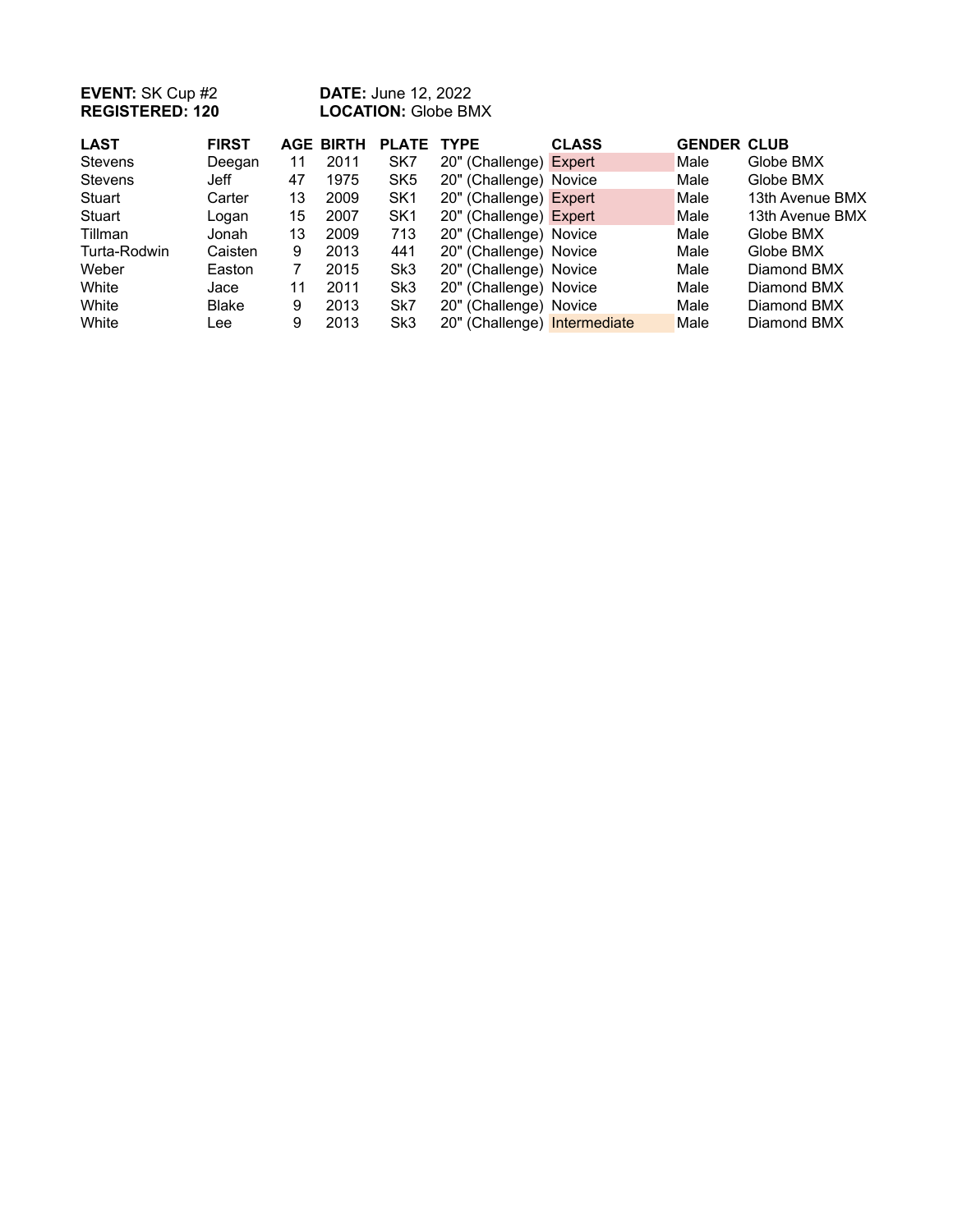**EVENT:** SK Cup #2  
**REGISTERED: 120**

**DATE:** June 12, 2022  
**LOCATION:** Globe BMX

| LAST | FIRST | AGE | BIRTH | PLATE | TYPE | CLASS | GENDER | CLUB |
|---|---|---|---|---|---|---|---|---|
| Stevens | Deegan | 11 | 2011 | SK7 | 20" (Challenge) | Expert | Male | Globe BMX |
| Stevens | Jeff | 47 | 1975 | SK5 | 20" (Challenge) | Novice | Male | Globe BMX |
| Stuart | Carter | 13 | 2009 | SK1 | 20" (Challenge) | Expert | Male | 13th Avenue BMX |
| Stuart | Logan | 15 | 2007 | SK1 | 20" (Challenge) | Expert | Male | 13th Avenue BMX |
| Tillman | Jonah | 13 | 2009 | 713 | 20" (Challenge) | Novice | Male | Globe BMX |
| Turta-Rodwin | Caisten | 9 | 2013 | 441 | 20" (Challenge) | Novice | Male | Globe BMX |
| Weber | Easton | 7 | 2015 | Sk3 | 20" (Challenge) | Novice | Male | Diamond BMX |
| White | Jace | 11 | 2011 | Sk3 | 20" (Challenge) | Novice | Male | Diamond BMX |
| White | Blake | 9 | 2013 | Sk7 | 20" (Challenge) | Novice | Male | Diamond BMX |
| White | Lee | 9 | 2013 | Sk3 | 20" (Challenge) | Intermediate | Male | Diamond BMX |